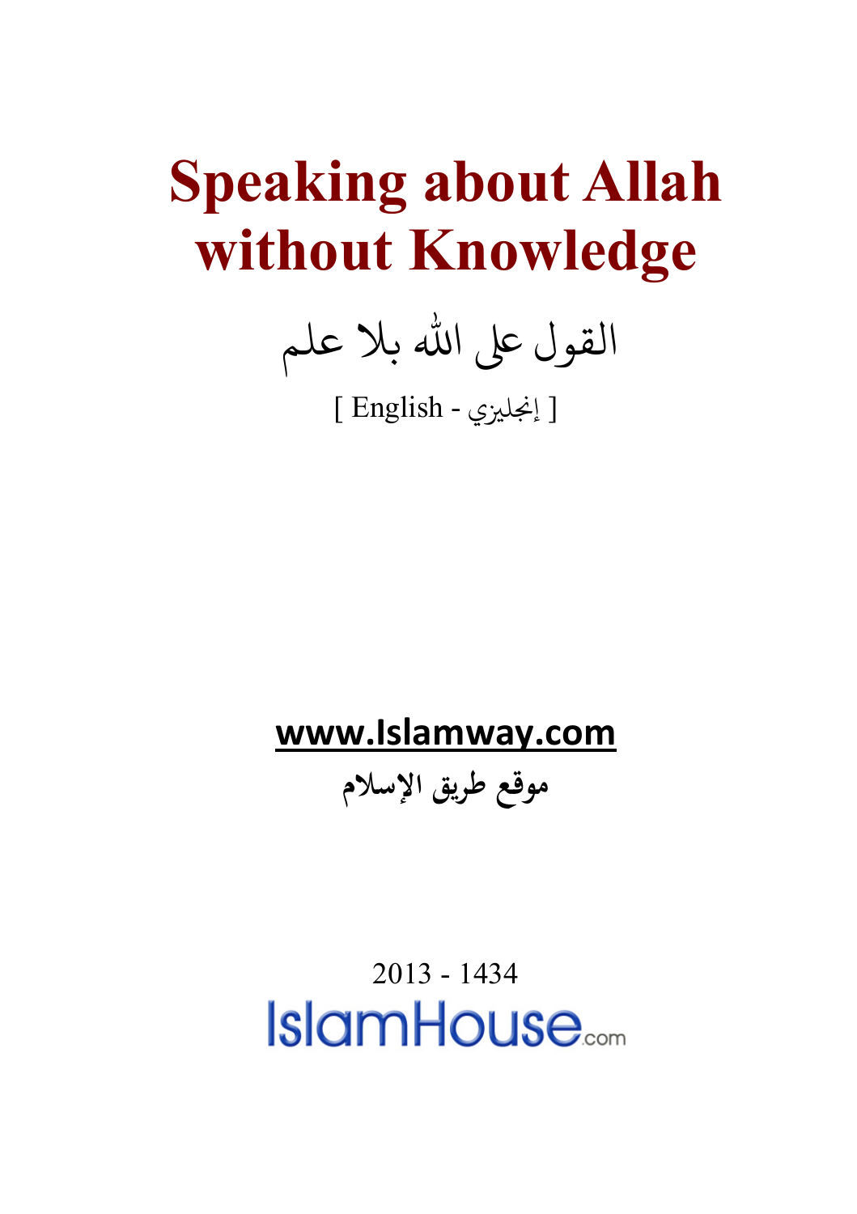# Speaking about Allah without Knowledge

القول على الله بلا علم

[ English - إنجليزي ]

**www.Islamway.com**

**موقع طريق الإسلام**

2013 - 1434

IslamHouse.com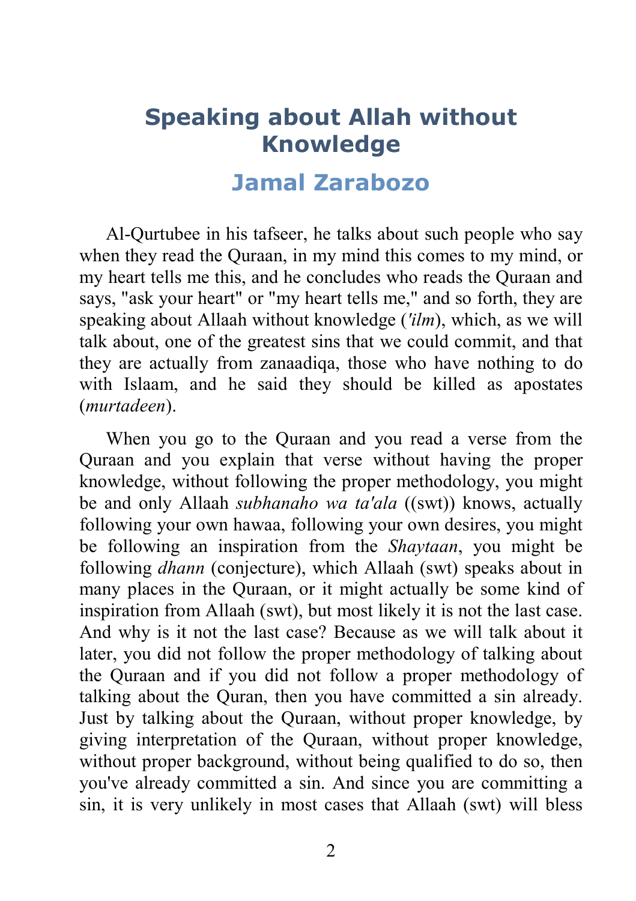# Speaking about Allah without Knowledge

## Jamal Zarabozo

Al-Qurtubee in his tafseer, he talks about such people who say when they read the Quraan, in my mind this comes to my mind, or my heart tells me this, and he concludes who reads the Quraan and says, "ask your heart" or "my heart tells me," and so forth, they are speaking about Allaah without knowledge (*'ilm*), which, as we will talk about, one of the greatest sins that we could commit, and that they are actually from zanaadiqa, those who have nothing to do with Islaam, and he said they should be killed as apostates (*murtadeen*).

When you go to the Quraan and you read a verse from the Quraan and you explain that verse without having the proper knowledge, without following the proper methodology, you might be and only Allaah *subhanaho wa ta'ala* ((swt)) knows, actually following your own hawaa, following your own desires, you might be following an inspiration from the *Shaytaan*, you might be following *dhann* (conjecture), which Allaah (swt) speaks about in many places in the Quraan, or it might actually be some kind of inspiration from Allaah (swt), but most likely it is not the last case. And why is it not the last case? Because as we will talk about it later, you did not follow the proper methodology of talking about the Quraan and if you did not follow a proper methodology of talking about the Quran, then you have committed a sin already. Just by talking about the Quraan, without proper knowledge, by giving interpretation of the Quraan, without proper knowledge, without proper background, without being qualified to do so, then you've already committed a sin. And since you are committing a sin, it is very unlikely in most cases that Allaah (swt) will bless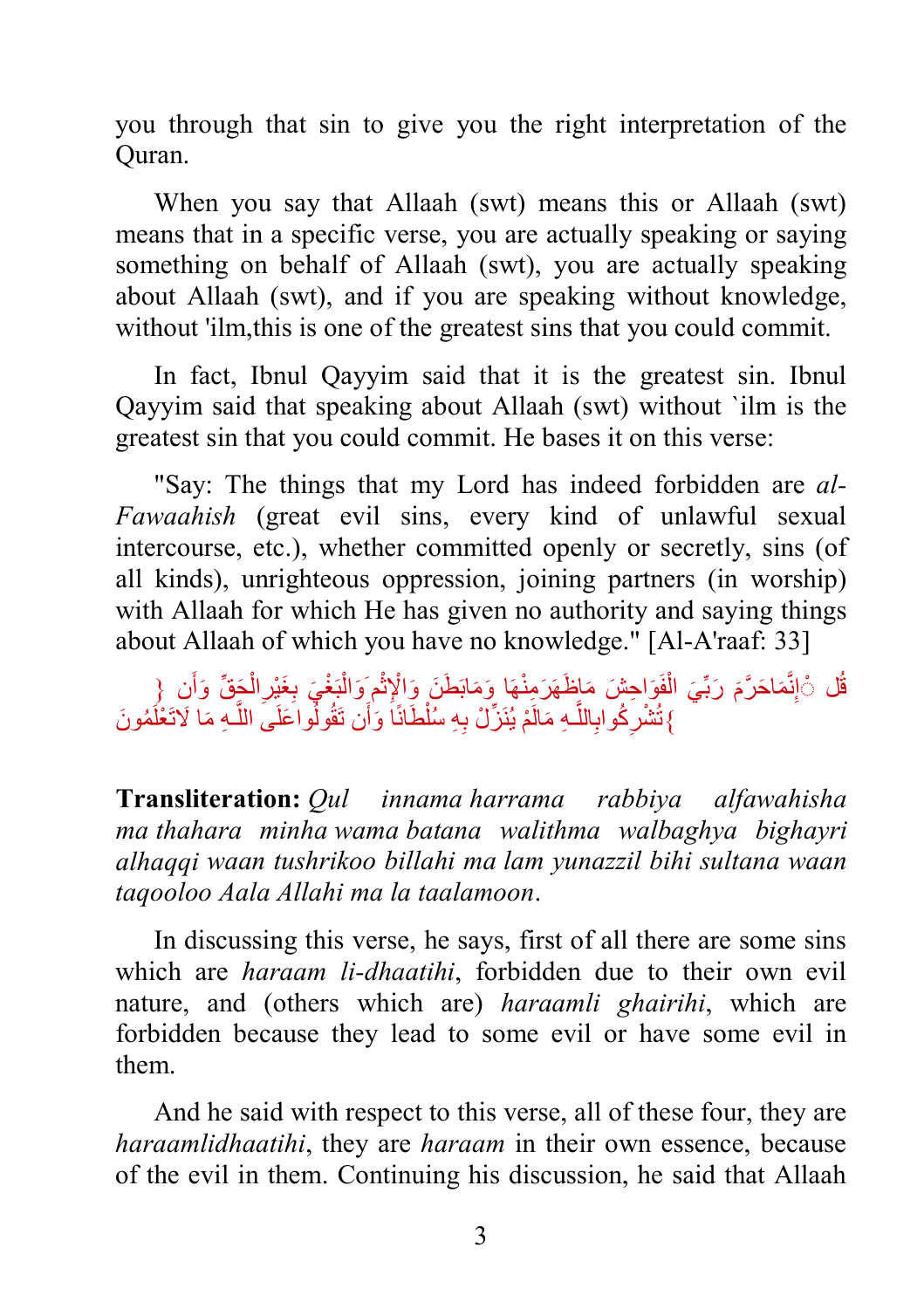you through that sin to give you the right interpretation of the Quran.

When you say that Allaah (swt) means this or Allaah (swt) means that in a specific verse, you are actually speaking or saying something on behalf of Allaah (swt), you are actually speaking about Allaah (swt), and if you are speaking without knowledge, without 'ilm,this is one of the greatest sins that you could commit.

In fact, Ibnul Qayyim said that it is the greatest sin. Ibnul Qayyim said that speaking about Allaah (swt) without `ilm is the greatest sin that you could commit. He bases it on this verse:

"Say: The things that my Lord has indeed forbidden are *al-Fawaahish* (great evil sins, every kind of unlawful sexual intercourse, etc.), whether committed openly or secretly, sins (of all kinds), unrighteous oppression, joining partners (in worship) with Allaah for which He has given no authority and saying things about Allaah of which you have no knowledge." [Al-A'raaf: 33]

{ قُلْ إِنَّمَا حَرَّمَ رَبِّيَ الْفَوَاحِشَ مَا ظَهَرَ مِنْهَا وَمَا بَطَنَ وَالْإِثْمَ وَالْبَغْيَ بِغَيْرِ الْحَقِّ وَأَن تُشْرِكُوا بِاللَّـهِ مَا لَمْ يُنَزِّلْ بِهِ سُلْطَانًا وَأَن تَقُولُوا عَلَى اللَّـهِ مَا لَا تَعْلَمُونَ }

**Transliteration:** *Qul innama harrama rabbiya alfawahisha ma thahara minha wama batana walithma walbaghya bighayri alhaqqi waan tushrikoo billahi ma lam yunazzil bihi sultana waan taqooloo Aala Allahi ma la taalamoon*.

In discussing this verse, he says, first of all there are some sins which are *haraam li-dhaatihi*, forbidden due to their own evil nature, and (others which are) *haraamli ghairihi*, which are forbidden because they lead to some evil or have some evil in them.

And he said with respect to this verse, all of these four, they are *haraamlidhaatihi*, they are *haraam* in their own essence, because of the evil in them. Continuing his discussion, he said that Allaah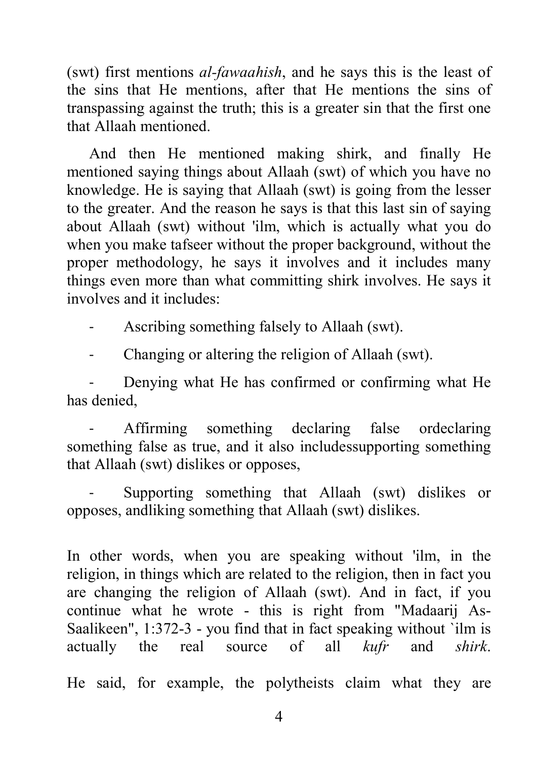(swt) first mentions *al-fawaahish*, and he says this is the least of the sins that He mentions, after that He mentions the sins of transpassing against the truth; this is a greater sin that the first one that Allaah mentioned.

And then He mentioned making shirk, and finally He mentioned saying things about Allaah (swt) of which you have no knowledge. He is saying that Allaah (swt) is going from the lesser to the greater. And the reason he says is that this last sin of saying about Allaah (swt) without 'ilm, which is actually what you do when you make tafseer without the proper background, without the proper methodology, he says it involves and it includes many things even more than what committing shirk involves. He says it involves and it includes:

- Ascribing something falsely to Allaah (swt).
- Changing or altering the religion of Allaah (swt).
- Denying what He has confirmed or confirming what He has denied,
- Affirming something declaring false ordeclaring something false as true, and it also includessupporting something that Allaah (swt) dislikes or opposes,
- Supporting something that Allaah (swt) dislikes or opposes, andliking something that Allaah (swt) dislikes.

In other words, when you are speaking without 'ilm, in the religion, in things which are related to the religion, then in fact you are changing the religion of Allaah (swt). And in fact, if you continue what he wrote - this is right from "Madaarij As-Saalikeen", 1:372-3 - you find that in fact speaking without `ilm is actually the real source of all *kufr* and *shirk*.

He said, for example, the polytheists claim what they are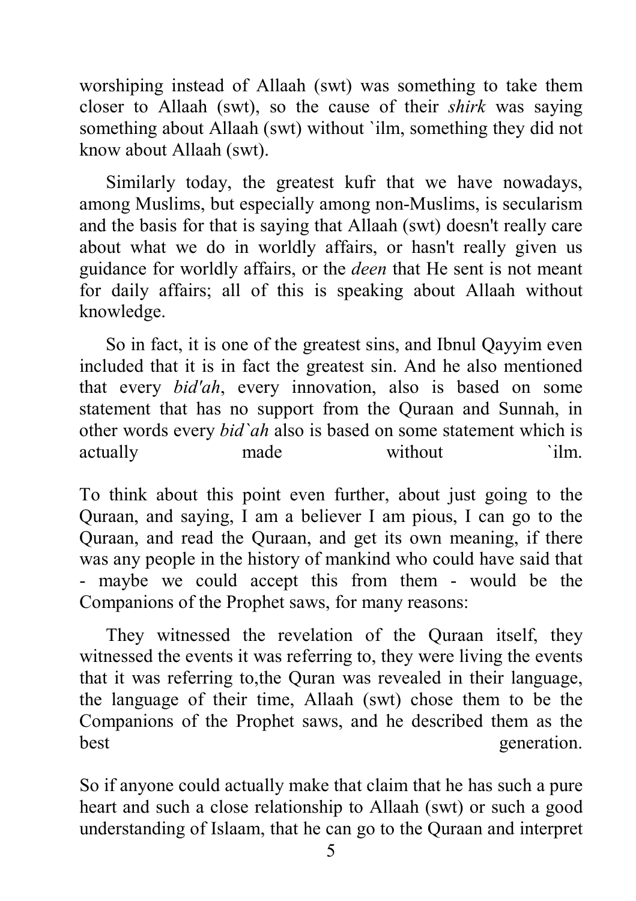worshiping instead of Allaah (swt) was something to take them closer to Allaah (swt), so the cause of their *shirk* was saying something about Allaah (swt) without `ilm, something they did not know about Allaah (swt).

Similarly today, the greatest kufr that we have nowadays, among Muslims, but especially among non-Muslims, is secularism and the basis for that is saying that Allaah (swt) doesn't really care about what we do in worldly affairs, or hasn't really given us guidance for worldly affairs, or the *deen* that He sent is not meant for daily affairs; all of this is speaking about Allaah without knowledge.

So in fact, it is one of the greatest sins, and Ibnul Qayyim even included that it is in fact the greatest sin. And he also mentioned that every *bid'ah*, every innovation, also is based on some statement that has no support from the Quraan and Sunnah, in other words every *bid`ah* also is based on some statement which is actually made without `ilm.

To think about this point even further, about just going to the Quraan, and saying, I am a believer I am pious, I can go to the Quraan, and read the Quraan, and get its own meaning, if there was any people in the history of mankind who could have said that - maybe we could accept this from them - would be the Companions of the Prophet saws, for many reasons:

They witnessed the revelation of the Quraan itself, they witnessed the events it was referring to, they were living the events that it was referring to,the Quran was revealed in their language, the language of their time, Allaah (swt) chose them to be the Companions of the Prophet saws, and he described them as the best generation.

So if anyone could actually make that claim that he has such a pure heart and such a close relationship to Allaah (swt) or such a good understanding of Islaam, that he can go to the Quraan and interpret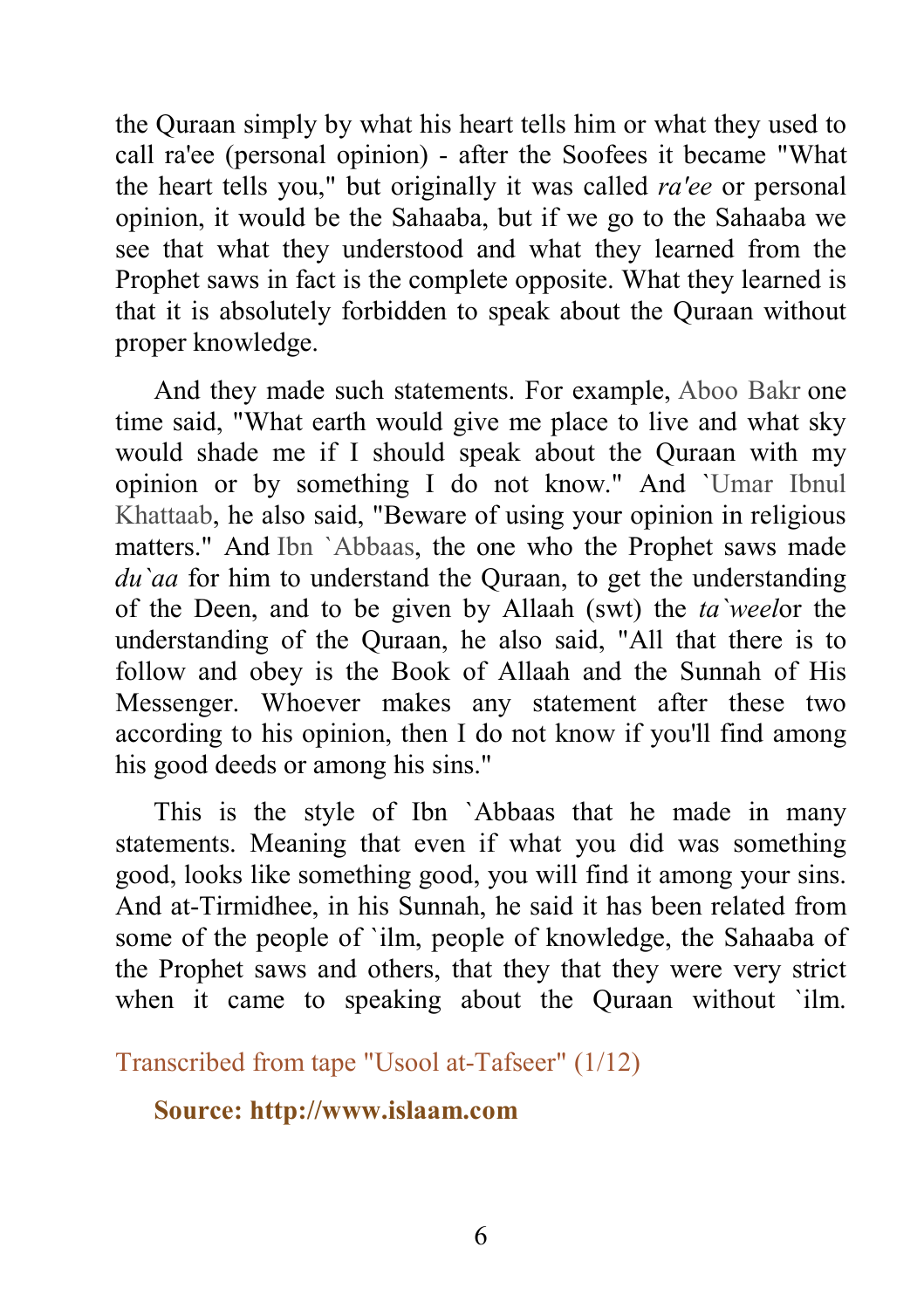the Quraan simply by what his heart tells him or what they used to call ra'ee (personal opinion) - after the Soofees it became "What the heart tells you," but originally it was called *ra'ee* or personal opinion, it would be the Sahaaba, but if we go to the Sahaaba we see that what they understood and what they learned from the Prophet saws in fact is the complete opposite. What they learned is that it is absolutely forbidden to speak about the Quraan without proper knowledge.

And they made such statements. For example, Aboo Bakr one time said, "What earth would give me place to live and what sky would shade me if I should speak about the Quraan with my opinion or by something I do not know." And `Umar Ibnul Khattaab, he also said, "Beware of using your opinion in religious matters." And Ibn `Abbaas, the one who the Prophet saws made *du`aa* for him to understand the Quraan, to get the understanding of the Deen, and to be given by Allaah (swt) the *ta`weel*or the understanding of the Quraan, he also said, "All that there is to follow and obey is the Book of Allaah and the Sunnah of His Messenger. Whoever makes any statement after these two according to his opinion, then I do not know if you'll find among his good deeds or among his sins."

This is the style of Ibn `Abbaas that he made in many statements. Meaning that even if what you did was something good, looks like something good, you will find it among your sins. And at-Tirmidhee, in his Sunnah, he said it has been related from some of the people of `ilm, people of knowledge, the Sahaaba of the Prophet saws and others, that they that they were very strict when it came to speaking about the Quraan without `ilm.

Transcribed from tape "Usool at-Tafseer" (1/12)

**Source: http://www.islaam.com**